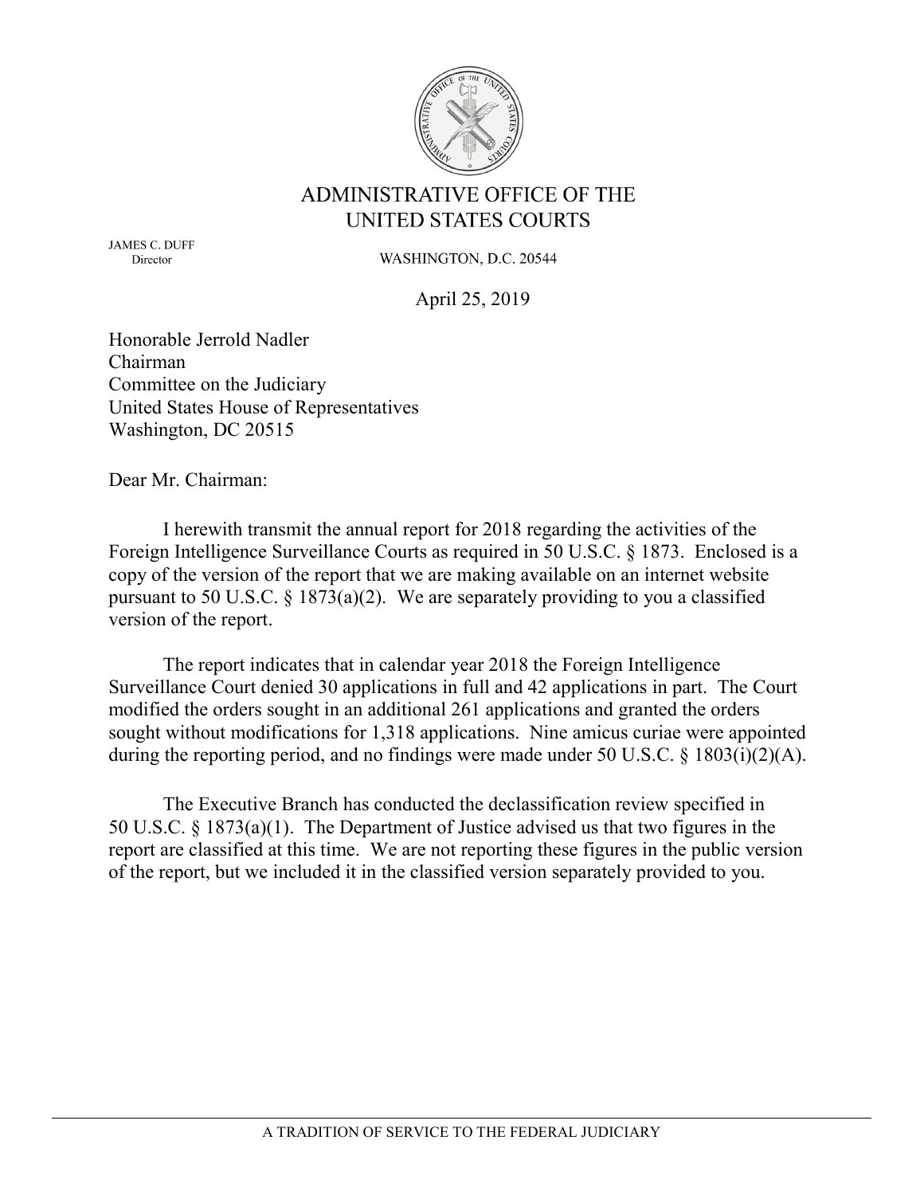# ADMINISTRATIVE OFFICE OF THE UNITED STATES COURTS

JAMES C. DUFF
Director

WASHINGTON, D.C. 20544

April 25, 2019

Honorable Jerrold Nadler
Chairman
Committee on the Judiciary
United States House of Representatives
Washington, DC 20515

Dear Mr. Chairman:

I herewith transmit the annual report for 2018 regarding the activities of the Foreign Intelligence Surveillance Courts as required in 50 U.S.C. § 1873. Enclosed is a copy of the version of the report that we are making available on an internet website pursuant to 50 U.S.C. § 1873(a)(2). We are separately providing to you a classified version of the report.

The report indicates that in calendar year 2018 the Foreign Intelligence Surveillance Court denied 30 applications in full and 42 applications in part. The Court modified the orders sought in an additional 261 applications and granted the orders sought without modifications for 1,318 applications. Nine amicus curiae were appointed during the reporting period, and no findings were made under 50 U.S.C. § 1803(i)(2)(A).

The Executive Branch has conducted the declassification review specified in 50 U.S.C. § 1873(a)(1). The Department of Justice advised us that two figures in the report are classified at this time. We are not reporting these figures in the public version of the report, but we included it in the classified version separately provided to you.

A TRADITION OF SERVICE TO THE FEDERAL JUDICIARY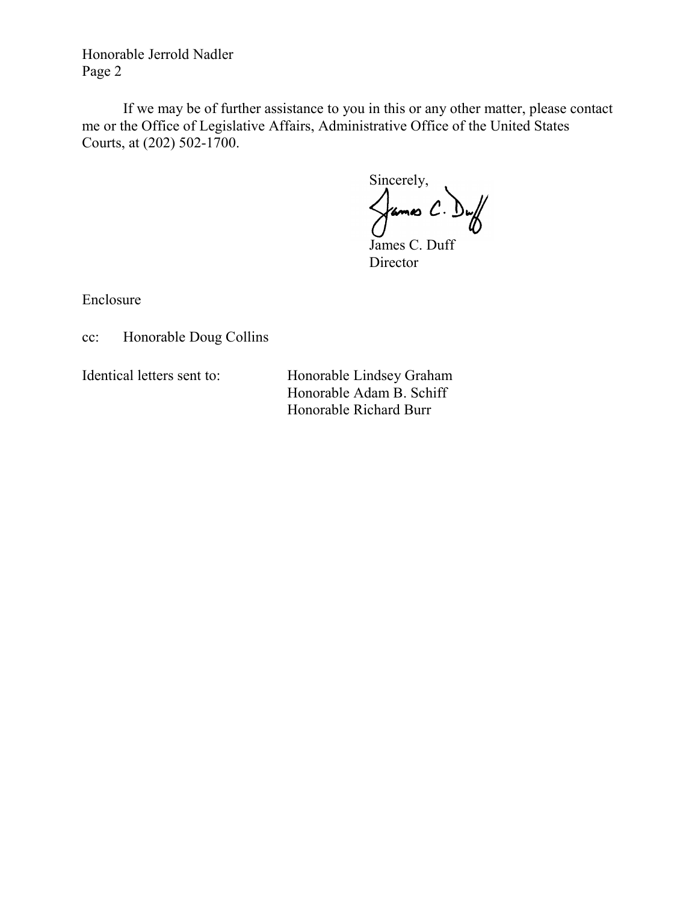Honorable Jerrold Nadler
Page 2

If we may be of further assistance to you in this or any other matter, please contact me or the Office of Legislative Affairs, Administrative Office of the United States Courts, at (202) 502-1700.

Sincerely,

James C. Duff
Director

Enclosure

cc: Honorable Doug Collins

Identical letters sent to: Honorable Lindsey Graham
Honorable Adam B. Schiff
Honorable Richard Burr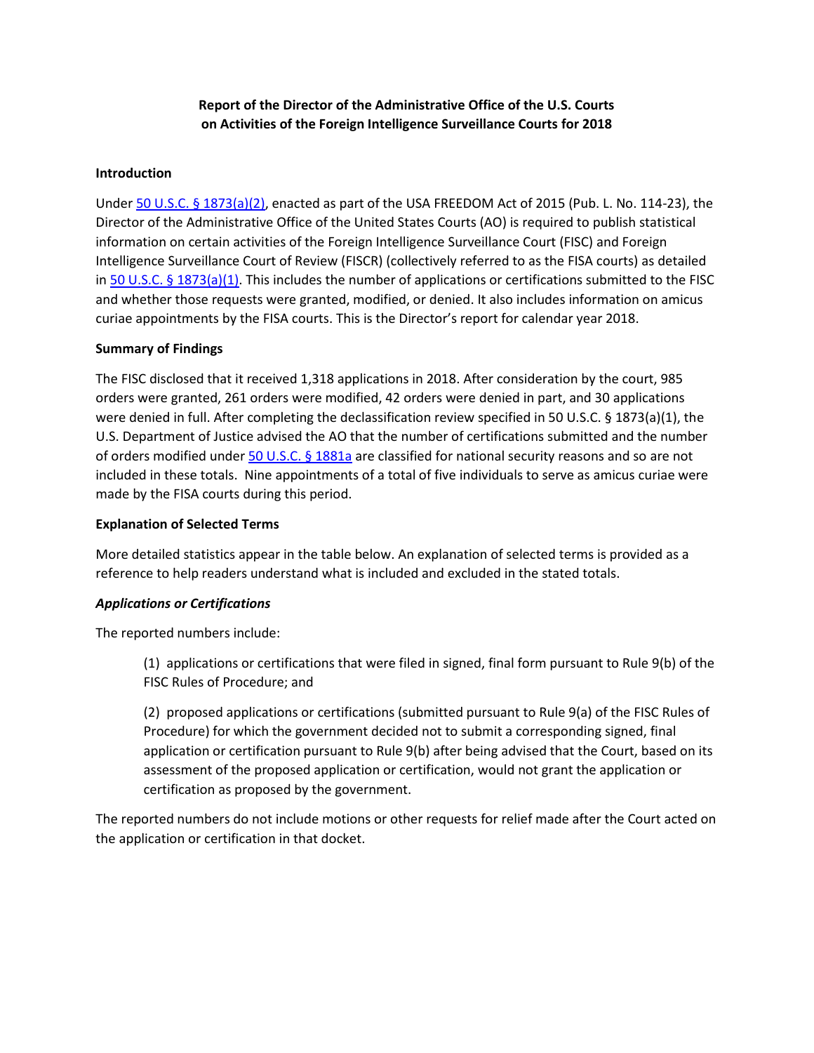# Report of the Director of the Administrative Office of the U.S. Courts on Activities of the Foreign Intelligence Surveillance Courts for 2018

## Introduction

Under [50 U.S.C. § 1873(a)(2)](), enacted as part of the USA FREEDOM Act of 2015 (Pub. L. No. 114-23), the Director of the Administrative Office of the United States Courts (AO) is required to publish statistical information on certain activities of the Foreign Intelligence Surveillance Court (FISC) and Foreign Intelligence Surveillance Court of Review (FISCR) (collectively referred to as the FISA courts) as detailed in [50 U.S.C. § 1873(a)(1)](). This includes the number of applications or certifications submitted to the FISC and whether those requests were granted, modified, or denied. It also includes information on amicus curiae appointments by the FISA courts. This is the Director's report for calendar year 2018.

## Summary of Findings

The FISC disclosed that it received 1,318 applications in 2018. After consideration by the court, 985 orders were granted, 261 orders were modified, 42 orders were denied in part, and 30 applications were denied in full. After completing the declassification review specified in 50 U.S.C. § 1873(a)(1), the U.S. Department of Justice advised the AO that the number of certifications submitted and the number of orders modified under [50 U.S.C. § 1881a]() are classified for national security reasons and so are not included in these totals. Nine appointments of a total of five individuals to serve as amicus curiae were made by the FISA courts during this period.

## Explanation of Selected Terms

More detailed statistics appear in the table below. An explanation of selected terms is provided as a reference to help readers understand what is included and excluded in the stated totals.

### *Applications or Certifications*

The reported numbers include:

> (1) applications or certifications that were filed in signed, final form pursuant to Rule 9(b) of the FISC Rules of Procedure; and
>
> (2) proposed applications or certifications (submitted pursuant to Rule 9(a) of the FISC Rules of Procedure) for which the government decided not to submit a corresponding signed, final application or certification pursuant to Rule 9(b) after being advised that the Court, based on its assessment of the proposed application or certification, would not grant the application or certification as proposed by the government.

The reported numbers do not include motions or other requests for relief made after the Court acted on the application or certification in that docket.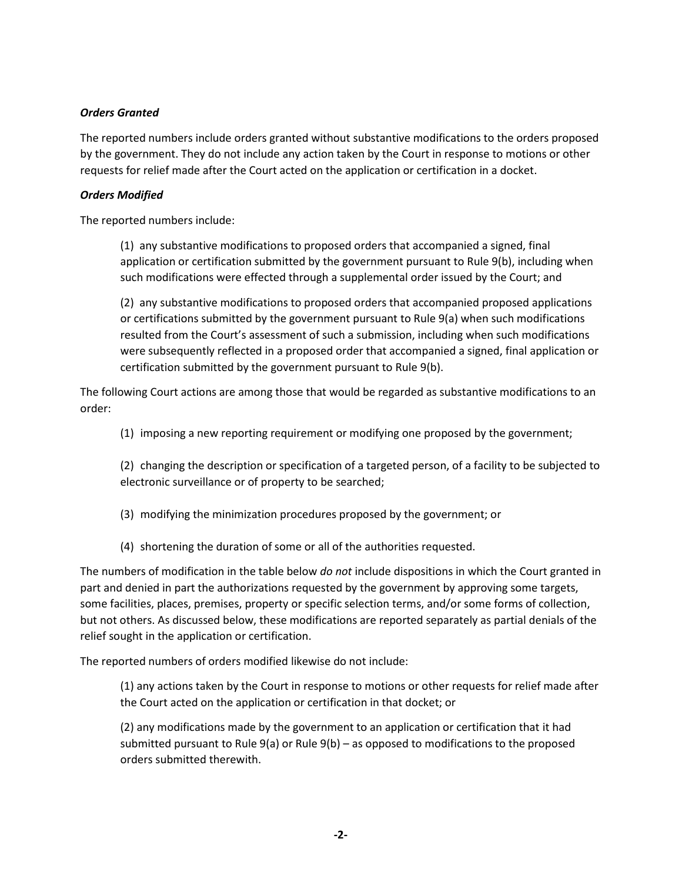### *Orders Granted*

The reported numbers include orders granted without substantive modifications to the orders proposed by the government. They do not include any action taken by the Court in response to motions or other requests for relief made after the Court acted on the application or certification in a docket.

### *Orders Modified*

The reported numbers include:

(1) any substantive modifications to proposed orders that accompanied a signed, final application or certification submitted by the government pursuant to Rule 9(b), including when such modifications were effected through a supplemental order issued by the Court; and

(2) any substantive modifications to proposed orders that accompanied proposed applications or certifications submitted by the government pursuant to Rule 9(a) when such modifications resulted from the Court's assessment of such a submission, including when such modifications were subsequently reflected in a proposed order that accompanied a signed, final application or certification submitted by the government pursuant to Rule 9(b).

The following Court actions are among those that would be regarded as substantive modifications to an order:

(1) imposing a new reporting requirement or modifying one proposed by the government;

(2) changing the description or specification of a targeted person, of a facility to be subjected to electronic surveillance or of property to be searched;

(3) modifying the minimization procedures proposed by the government; or

(4) shortening the duration of some or all of the authorities requested.

The numbers of modification in the table below *do not* include dispositions in which the Court granted in part and denied in part the authorizations requested by the government by approving some targets, some facilities, places, premises, property or specific selection terms, and/or some forms of collection, but not others. As discussed below, these modifications are reported separately as partial denials of the relief sought in the application or certification.

The reported numbers of orders modified likewise do not include:

(1) any actions taken by the Court in response to motions or other requests for relief made after the Court acted on the application or certification in that docket; or

(2) any modifications made by the government to an application or certification that it had submitted pursuant to Rule 9(a) or Rule 9(b) – as opposed to modifications to the proposed orders submitted therewith.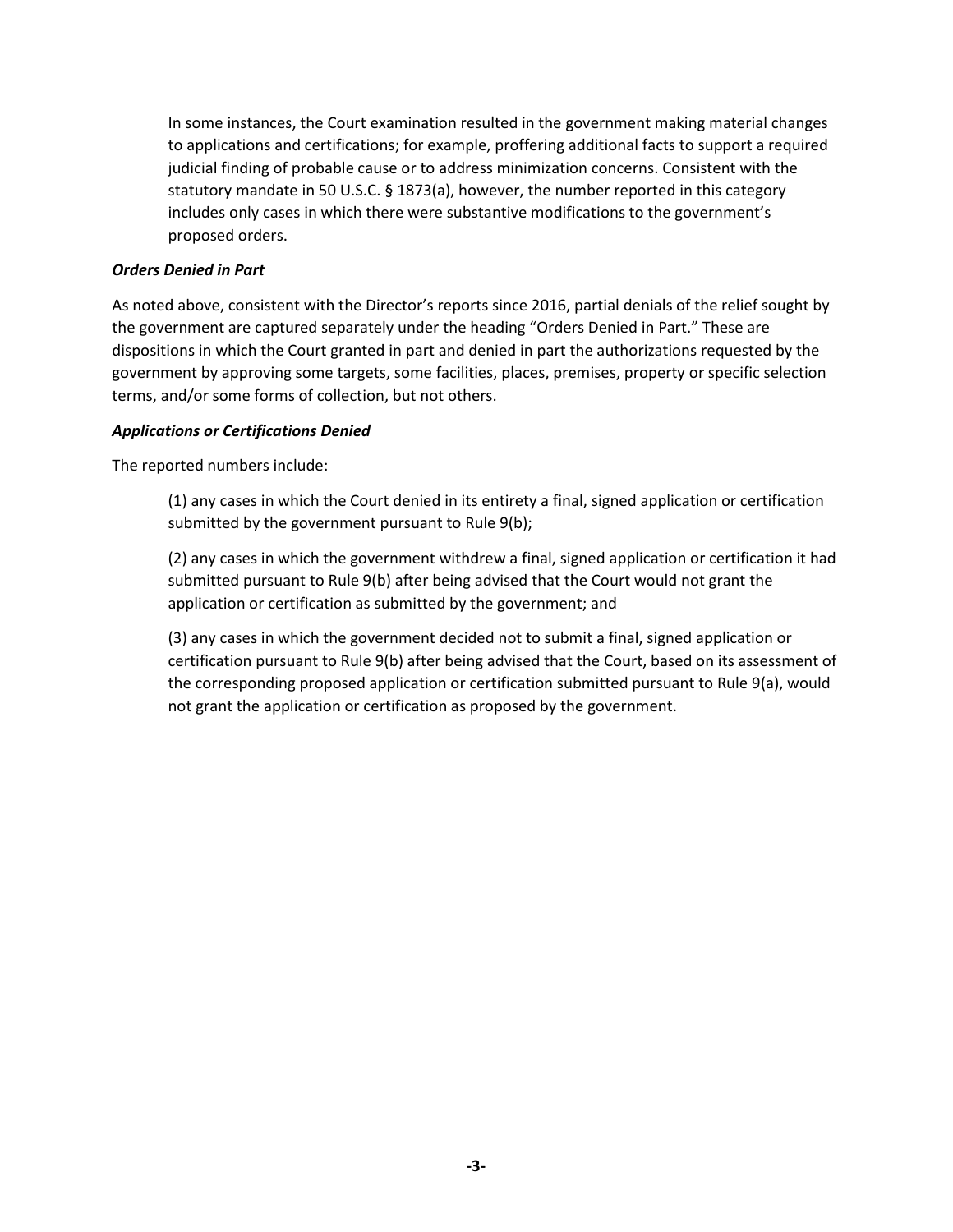In some instances, the Court examination resulted in the government making material changes to applications and certifications; for example, proffering additional facts to support a required judicial finding of probable cause or to address minimization concerns. Consistent with the statutory mandate in 50 U.S.C. § 1873(a), however, the number reported in this category includes only cases in which there were substantive modifications to the government's proposed orders.

***Orders Denied in Part***

As noted above, consistent with the Director's reports since 2016, partial denials of the relief sought by the government are captured separately under the heading "Orders Denied in Part." These are dispositions in which the Court granted in part and denied in part the authorizations requested by the government by approving some targets, some facilities, places, premises, property or specific selection terms, and/or some forms of collection, but not others.

***Applications or Certifications Denied***

The reported numbers include:

(1) any cases in which the Court denied in its entirety a final, signed application or certification submitted by the government pursuant to Rule 9(b);

(2) any cases in which the government withdrew a final, signed application or certification it had submitted pursuant to Rule 9(b) after being advised that the Court would not grant the application or certification as submitted by the government; and

(3) any cases in which the government decided not to submit a final, signed application or certification pursuant to Rule 9(b) after being advised that the Court, based on its assessment of the corresponding proposed application or certification submitted pursuant to Rule 9(a), would not grant the application or certification as proposed by the government.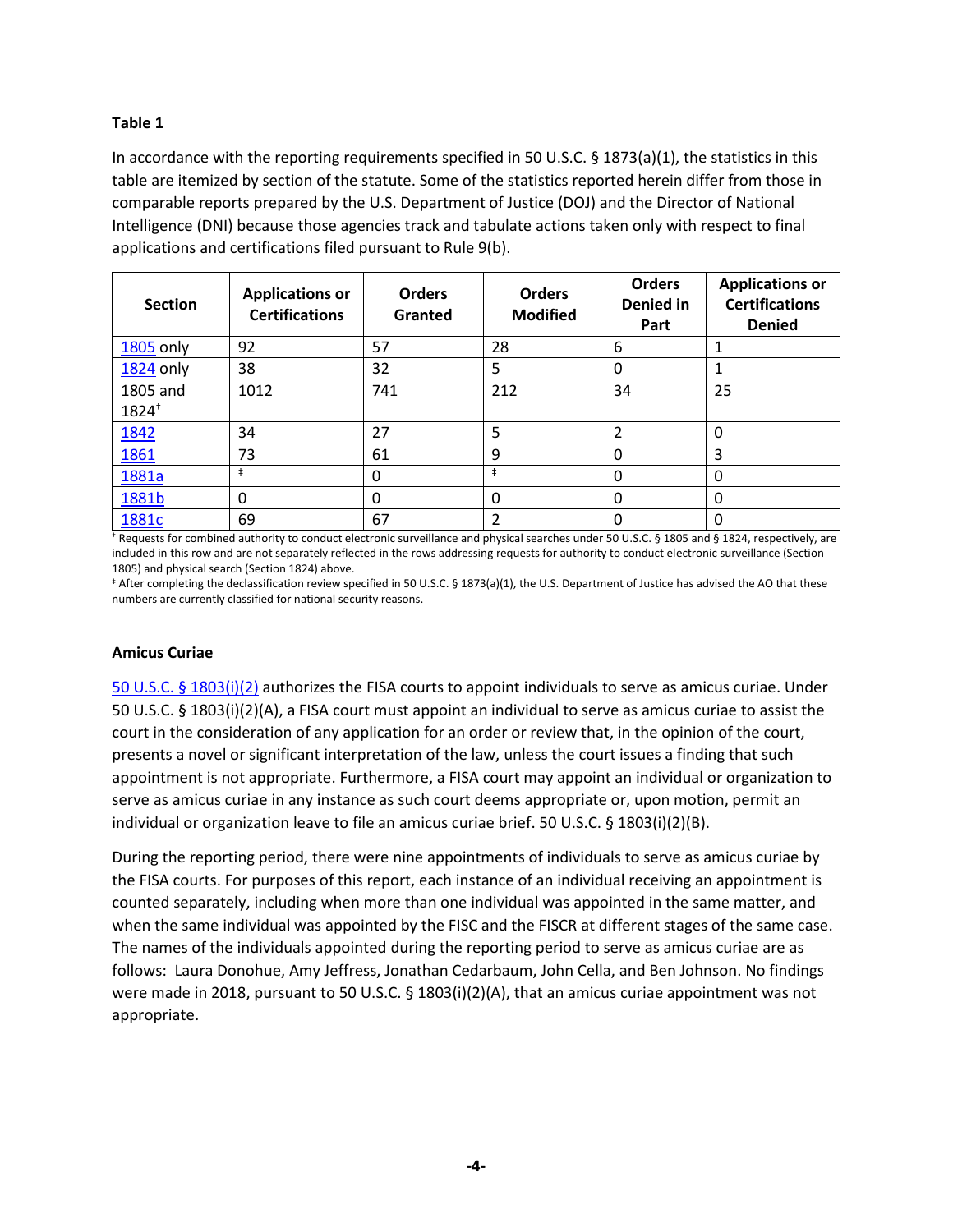**Table 1**

In accordance with the reporting requirements specified in 50 U.S.C. § 1873(a)(1), the statistics in this table are itemized by section of the statute. Some of the statistics reported herein differ from those in comparable reports prepared by the U.S. Department of Justice (DOJ) and the Director of National Intelligence (DNI) because those agencies track and tabulate actions taken only with respect to final applications and certifications filed pursuant to Rule 9(b).

| Section | Applications or Certifications | Orders Granted | Orders Modified | Orders Denied in Part | Applications or Certifications Denied |
|---|---|---|---|---|---|
| 1805 only | 92 | 57 | 28 | 6 | 1 |
| 1824 only | 38 | 32 | 5 | 0 | 1 |
| 1805 and 1824† | 1012 | 741 | 212 | 34 | 25 |
| 1842 | 34 | 27 | 5 | 2 | 0 |
| 1861 | 73 | 61 | 9 | 0 | 3 |
| 1881a | ‡ | 0 | ‡ | 0 | 0 |
| 1881b | 0 | 0 | 0 | 0 | 0 |
| 1881c | 69 | 67 | 2 | 0 | 0 |

† Requests for combined authority to conduct electronic surveillance and physical searches under 50 U.S.C. § 1805 and § 1824, respectively, are included in this row and are not separately reflected in the rows addressing requests for authority to conduct electronic surveillance (Section 1805) and physical search (Section 1824) above.

‡ After completing the declassification review specified in 50 U.S.C. § 1873(a)(1), the U.S. Department of Justice has advised the AO that these numbers are currently classified for national security reasons.

**Amicus Curiae**

50 U.S.C. § 1803(i)(2) authorizes the FISA courts to appoint individuals to serve as amicus curiae. Under 50 U.S.C. § 1803(i)(2)(A), a FISA court must appoint an individual to serve as amicus curiae to assist the court in the consideration of any application for an order or review that, in the opinion of the court, presents a novel or significant interpretation of the law, unless the court issues a finding that such appointment is not appropriate. Furthermore, a FISA court may appoint an individual or organization to serve as amicus curiae in any instance as such court deems appropriate or, upon motion, permit an individual or organization leave to file an amicus curiae brief. 50 U.S.C. § 1803(i)(2)(B).

During the reporting period, there were nine appointments of individuals to serve as amicus curiae by the FISA courts. For purposes of this report, each instance of an individual receiving an appointment is counted separately, including when more than one individual was appointed in the same matter, and when the same individual was appointed by the FISC and the FISCR at different stages of the same case. The names of the individuals appointed during the reporting period to serve as amicus curiae are as follows: Laura Donohue, Amy Jeffress, Jonathan Cedarbaum, John Cella, and Ben Johnson. No findings were made in 2018, pursuant to 50 U.S.C. § 1803(i)(2)(A), that an amicus curiae appointment was not appropriate.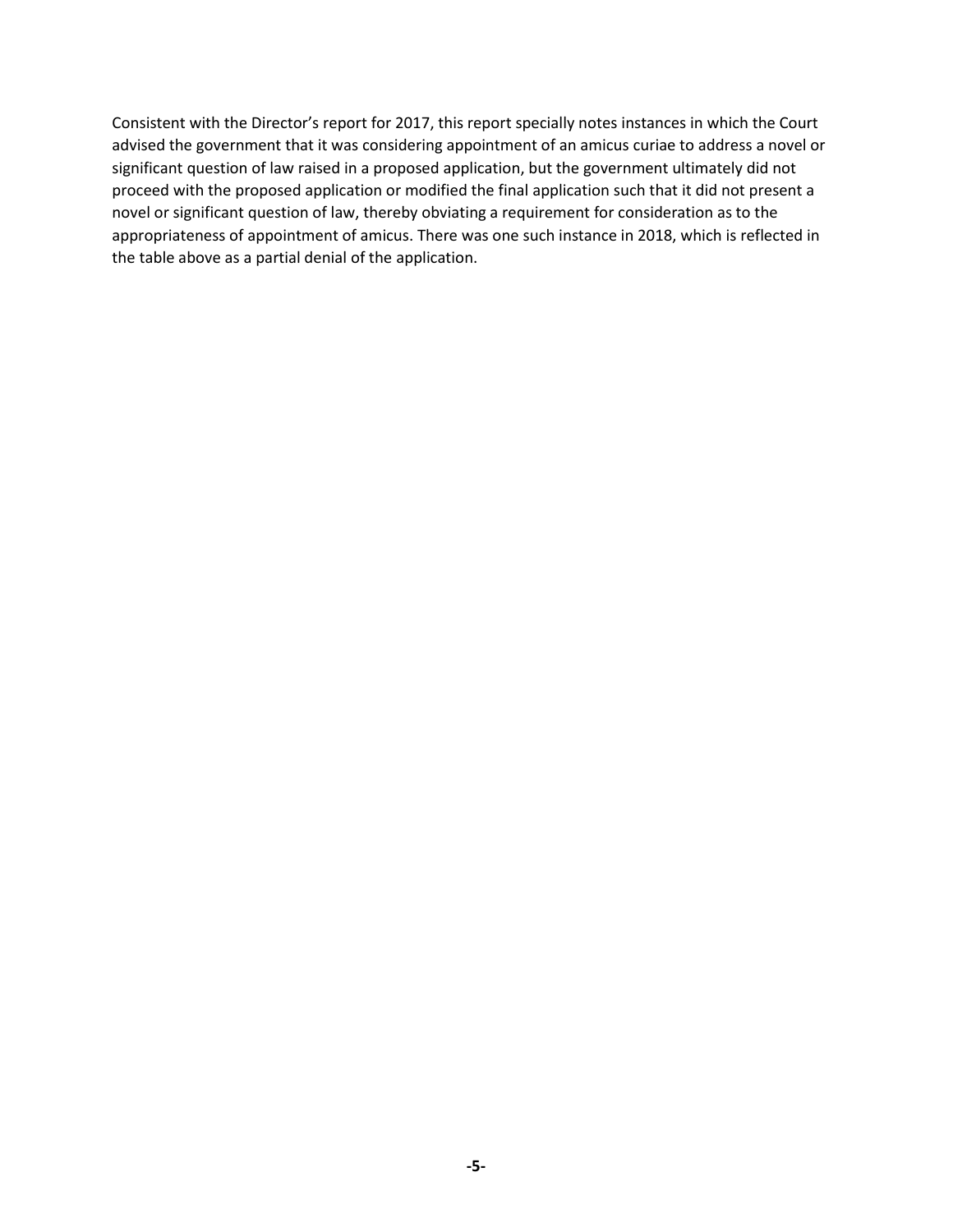Consistent with the Director's report for 2017, this report specially notes instances in which the Court advised the government that it was considering appointment of an amicus curiae to address a novel or significant question of law raised in a proposed application, but the government ultimately did not proceed with the proposed application or modified the final application such that it did not present a novel or significant question of law, thereby obviating a requirement for consideration as to the appropriateness of appointment of amicus. There was one such instance in 2018, which is reflected in the table above as a partial denial of the application.